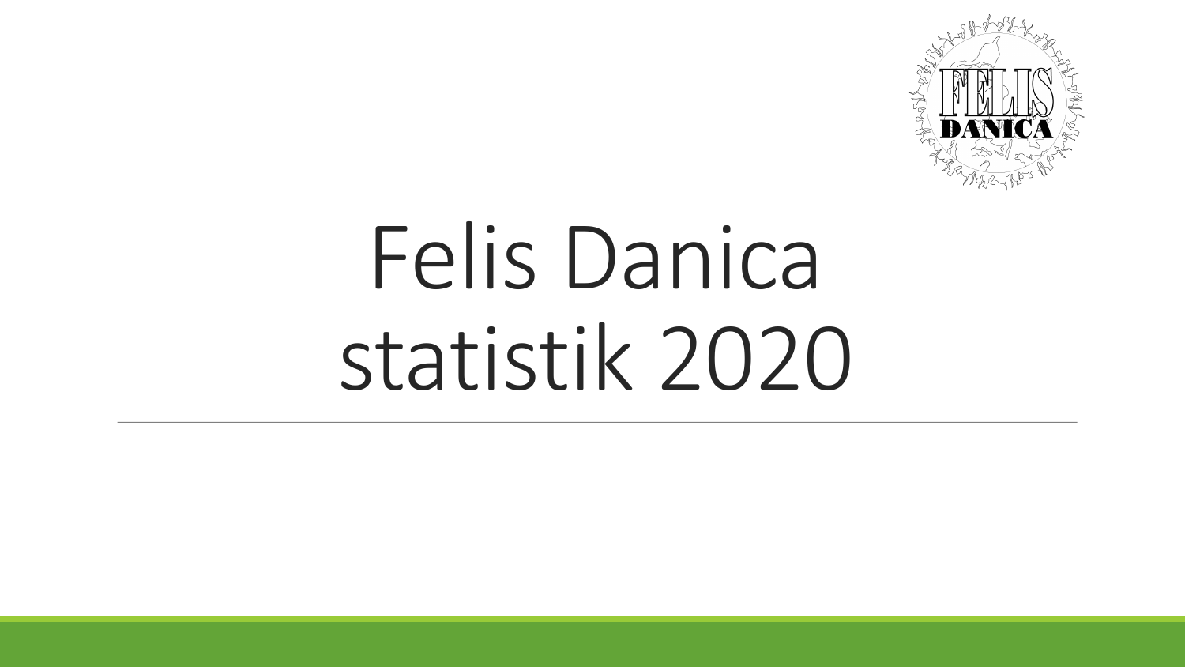# Felis Danica statistik 2020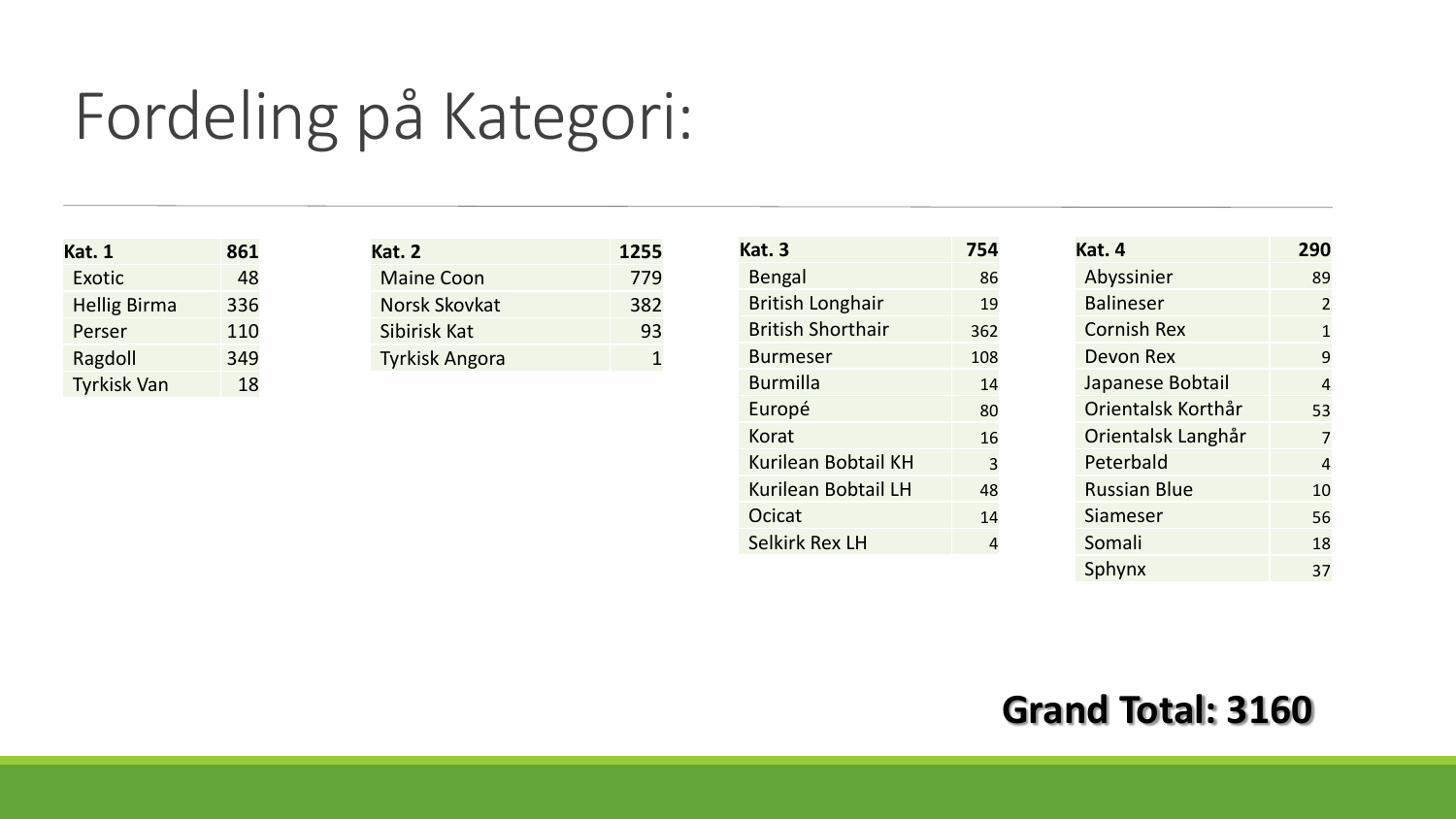# Fordeling på Kategori:

| Kat. 1 | 861 |
|---|---|
| Exotic | 48 |
| Hellig Birma | 336 |
| Perser | 110 |
| Ragdoll | 349 |
| Tyrkisk Van | 18 |

| Kat. 2 | 1255 |
|---|---|
| Maine Coon | 779 |
| Norsk Skovkat | 382 |
| Sibirisk Kat | 93 |
| Tyrkisk Angora | 1 |

| Kat. 3 | 754 |
|---|---|
| Bengal | 86 |
| British Longhair | 19 |
| British Shorthair | 362 |
| Burmeser | 108 |
| Burmilla | 14 |
| Europé | 80 |
| Korat | 16 |
| Kurilean Bobtail KH | 3 |
| Kurilean Bobtail LH | 48 |
| Ocicat | 14 |
| Selkirk Rex LH | 4 |

| Kat. 4 | 290 |
|---|---|
| Abyssinier | 89 |
| Balineser | 2 |
| Cornish Rex | 1 |
| Devon Rex | 9 |
| Japanese Bobtail | 4 |
| Orientalsk Korthår | 53 |
| Orientalsk Langhår | 7 |
| Peterbald | 4 |
| Russian Blue | 10 |
| Siameser | 56 |
| Somali | 18 |
| Sphynx | 37 |

**Grand Total: 3160**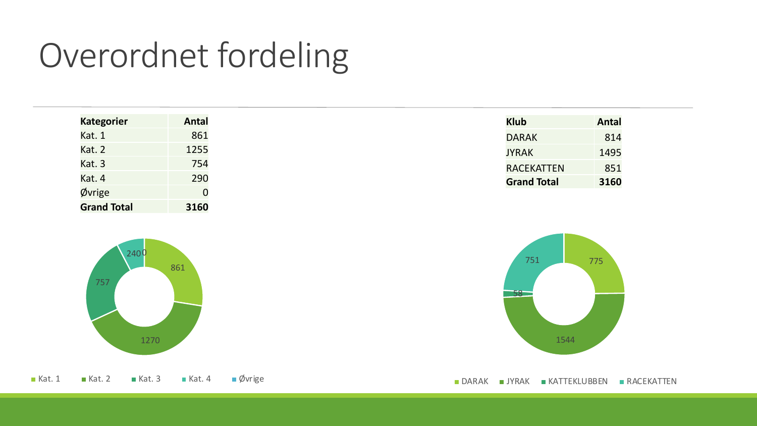# Overordnet fordeling

| Kategorier | Antal |
|---|---|
| Kat. 1 | 861 |
| Kat. 2 | 1255 |
| Kat. 3 | 754 |
| Kat. 4 | 290 |
| Øvrige | 0 |
| **Grand Total** | **3160** |

| Klub | Antal |
|---|---|
| DARAK | 814 |
| JYRAK | 1495 |
| RACEKATTEN | 851 |
| **Grand Total** | **3160** |

861, 1270, 757, 240, 0

Kat. 1 Kat. 2 Kat. 3 Kat. 4 Øvrige

775, 1544, 58, 751

DARAK JYRAK KATTEKLUBBEN RACEKATTEN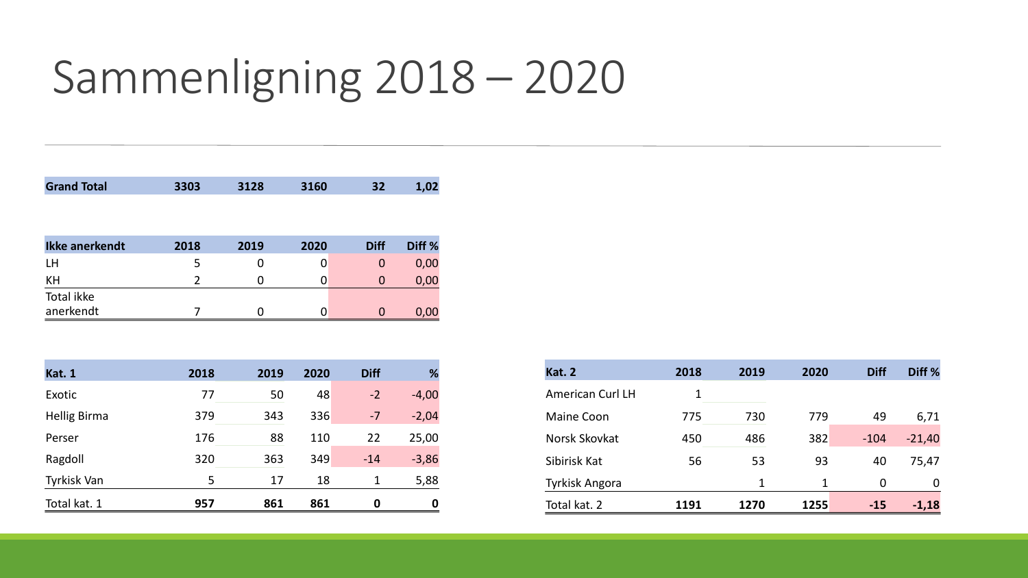# Sammenligning 2018 – 2020

| Grand Total | 3303 | 3128 | 3160 | 32 | 1,02 |
| --- | --- | --- | --- | --- | --- |

| Ikke anerkendt | 2018 | 2019 | 2020 | Diff | Diff % |
| --- | --- | --- | --- | --- | --- |
| LH | 5 | 0 | 0 | 0 | 0,00 |
| KH | 2 | 0 | 0 | 0 | 0,00 |
| Total ikke anerkendt | 7 | 0 | 0 | 0 | 0,00 |

| Kat. 1 | 2018 | 2019 | 2020 | Diff | % |
| --- | --- | --- | --- | --- | --- |
| Exotic | 77 | 50 | 48 | -2 | -4,00 |
| Hellig Birma | 379 | 343 | 336 | -7 | -2,04 |
| Perser | 176 | 88 | 110 | 22 | 25,00 |
| Ragdoll | 320 | 363 | 349 | -14 | -3,86 |
| Tyrkisk Van | 5 | 17 | 18 | 1 | 5,88 |
| **Total kat. 1** | **957** | **861** | **861** | **0** | **0** |

| Kat. 2 | 2018 | 2019 | 2020 | Diff | Diff % |
| --- | --- | --- | --- | --- | --- |
| American Curl LH | 1 | | | | |
| Maine Coon | 775 | 730 | 779 | 49 | 6,71 |
| Norsk Skovkat | 450 | 486 | 382 | -104 | -21,40 |
| Sibirisk Kat | 56 | 53 | 93 | 40 | 75,47 |
| Tyrkisk Angora | | 1 | 1 | 0 | 0 |
| **Total kat. 2** | **1191** | **1270** | **1255** | **-15** | **-1,18** |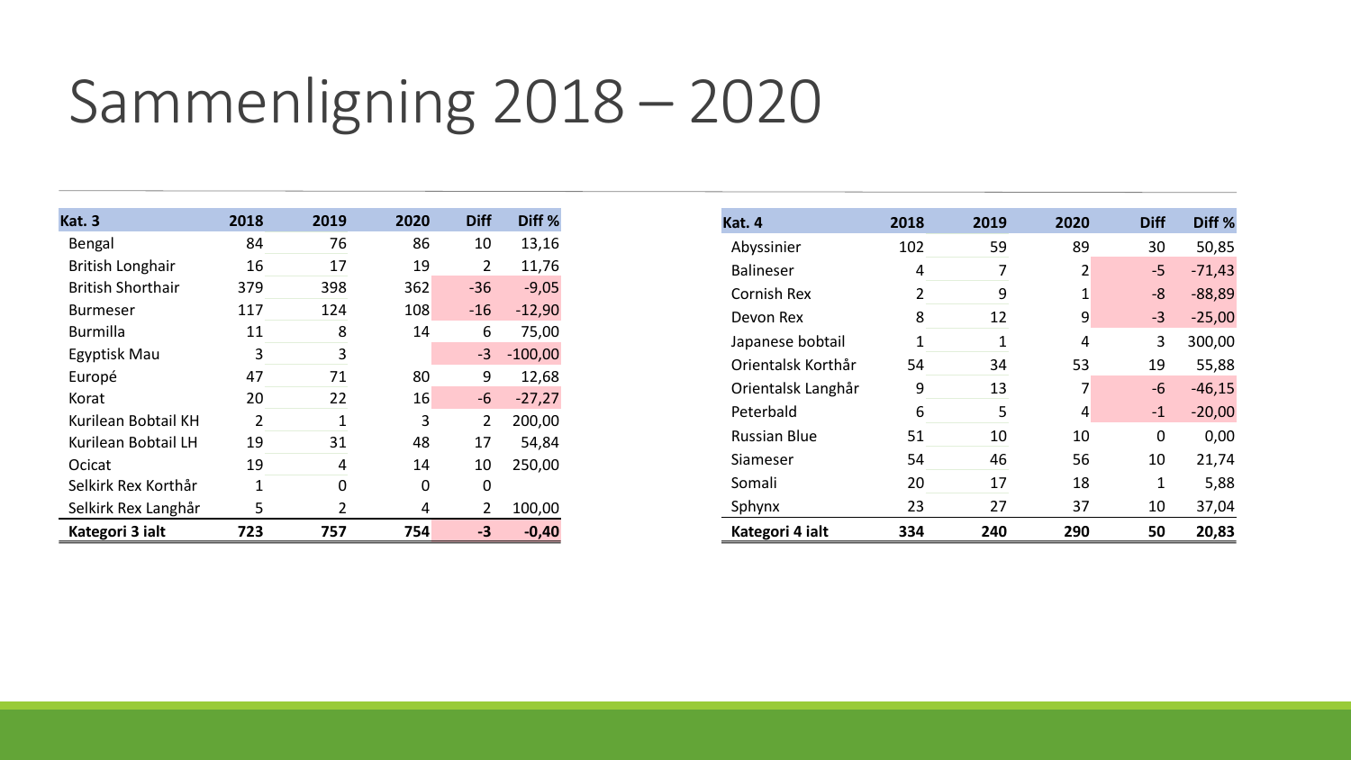# Sammenligning 2018 – 2020

| Kat. 3 | 2018 | 2019 | 2020 | Diff | Diff % |
|---|---|---|---|---|---|
| Bengal | 84 | 76 | 86 | 10 | 13,16 |
| British Longhair | 16 | 17 | 19 | 2 | 11,76 |
| British Shorthair | 379 | 398 | 362 | -36 | -9,05 |
| Burmeser | 117 | 124 | 108 | -16 | -12,90 |
| Burmilla | 11 | 8 | 14 | 6 | 75,00 |
| Egyptisk Mau | 3 | 3 | | -3 | -100,00 |
| Europé | 47 | 71 | 80 | 9 | 12,68 |
| Korat | 20 | 22 | 16 | -6 | -27,27 |
| Kurilean Bobtail KH | 2 | 1 | 3 | 2 | 200,00 |
| Kurilean Bobtail LH | 19 | 31 | 48 | 17 | 54,84 |
| Ocicat | 19 | 4 | 14 | 10 | 250,00 |
| Selkirk Rex Korthår | 1 | 0 | 0 | 0 | |
| Selkirk Rex Langhår | 5 | 2 | 4 | 2 | 100,00 |
| **Kategori 3 ialt** | **723** | **757** | **754** | **-3** | **-0,40** |

| Kat. 4 | 2018 | 2019 | 2020 | Diff | Diff % |
|---|---|---|---|---|---|
| Abyssinier | 102 | 59 | 89 | 30 | 50,85 |
| Balineser | 4 | 7 | 2 | -5 | -71,43 |
| Cornish Rex | 2 | 9 | 1 | -8 | -88,89 |
| Devon Rex | 8 | 12 | 9 | -3 | -25,00 |
| Japanese bobtail | 1 | 1 | 4 | 3 | 300,00 |
| Orientalsk Korthår | 54 | 34 | 53 | 19 | 55,88 |
| Orientalsk Langhår | 9 | 13 | 7 | -6 | -46,15 |
| Peterbald | 6 | 5 | 4 | -1 | -20,00 |
| Russian Blue | 51 | 10 | 10 | 0 | 0,00 |
| Siameser | 54 | 46 | 56 | 10 | 21,74 |
| Somali | 20 | 17 | 18 | 1 | 5,88 |
| Sphynx | 23 | 27 | 37 | 10 | 37,04 |
| **Kategori 4 ialt** | **334** | **240** | **290** | **50** | **20,83** |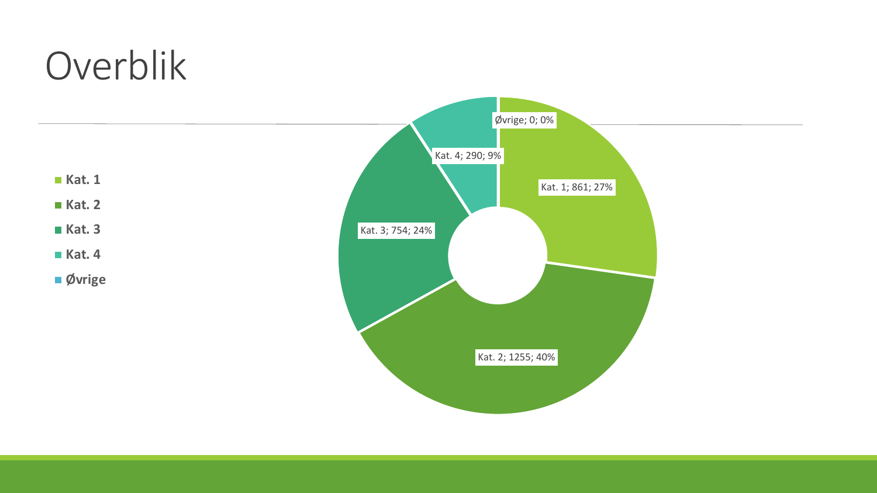# Overblik

- **Kat. 1**
- **Kat. 2**
- **Kat. 3**
- **Kat. 4**
- **Øvrige**

Kat. 1; 861; 27%

Kat. 2; 1255; 40%

Kat. 3; 754; 24%

Kat. 4; 290; 9%

Øvrige; 0; 0%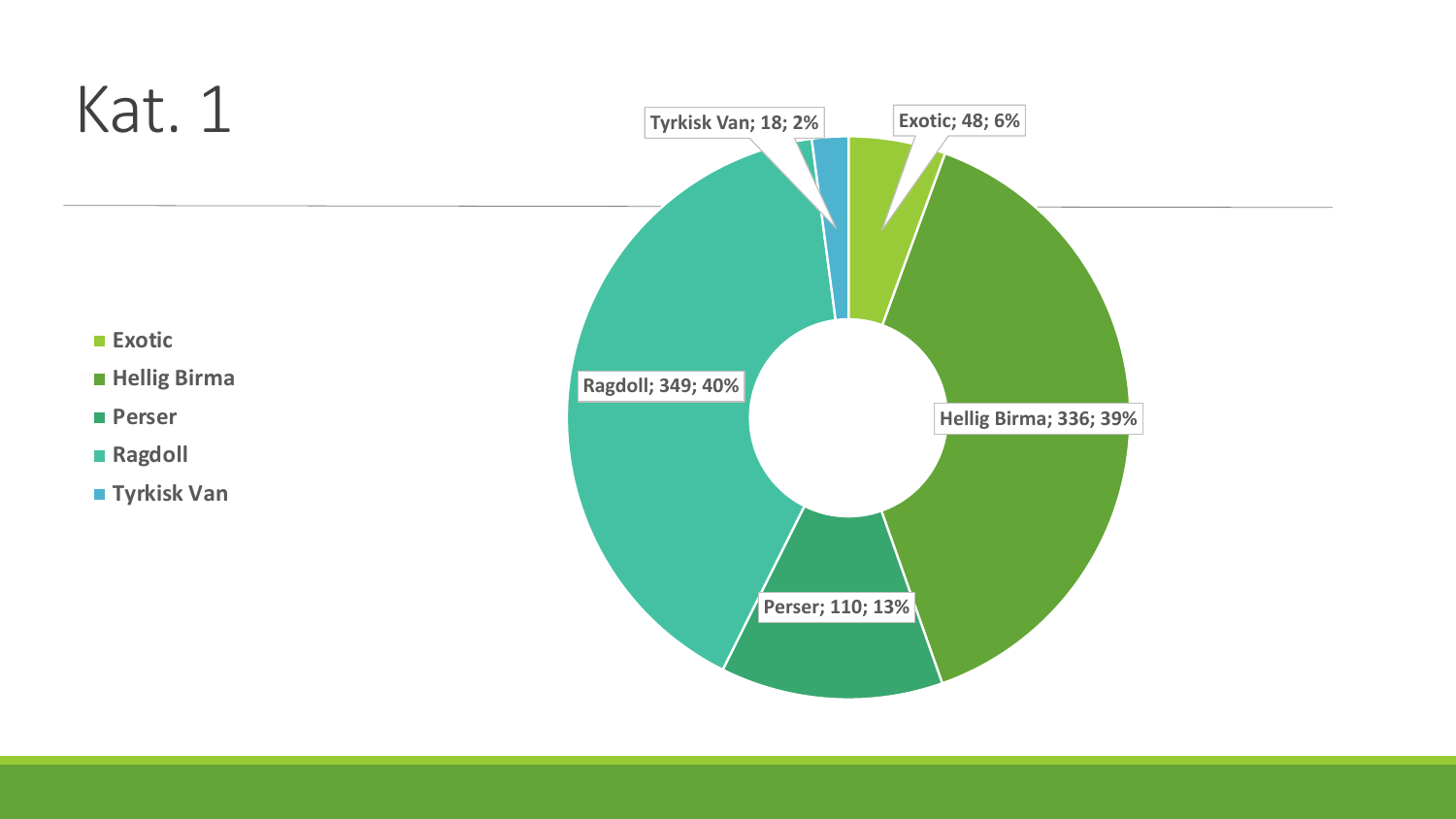# Kat. 1

- Exotic
- Hellig Birma
- Perser
- Ragdoll
- Tyrkisk Van

Tyrkisk Van; 18; 2%

Exotic; 48; 6%

Ragdoll; 349; 40%

Hellig Birma; 336; 39%

Perser; 110; 13%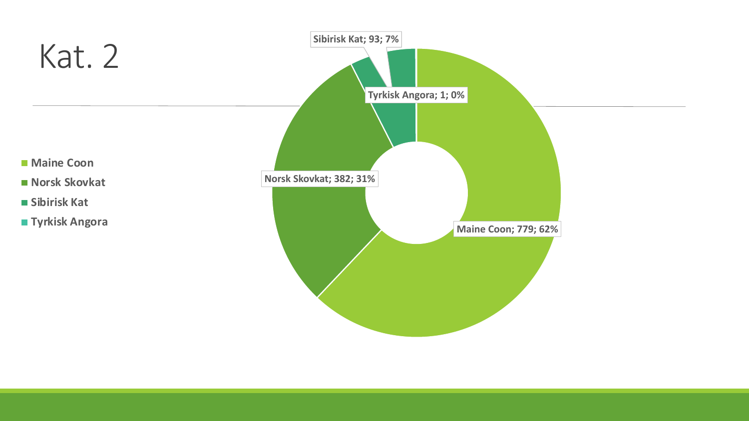# Kat. 2

- Maine Coon
- Norsk Skovkat
- Sibirisk Kat
- Tyrkisk Angora

Sibirisk Kat; 93; 7%

Tyrkisk Angora; 1; 0%

Norsk Skovkat; 382; 31%

Maine Coon; 779; 62%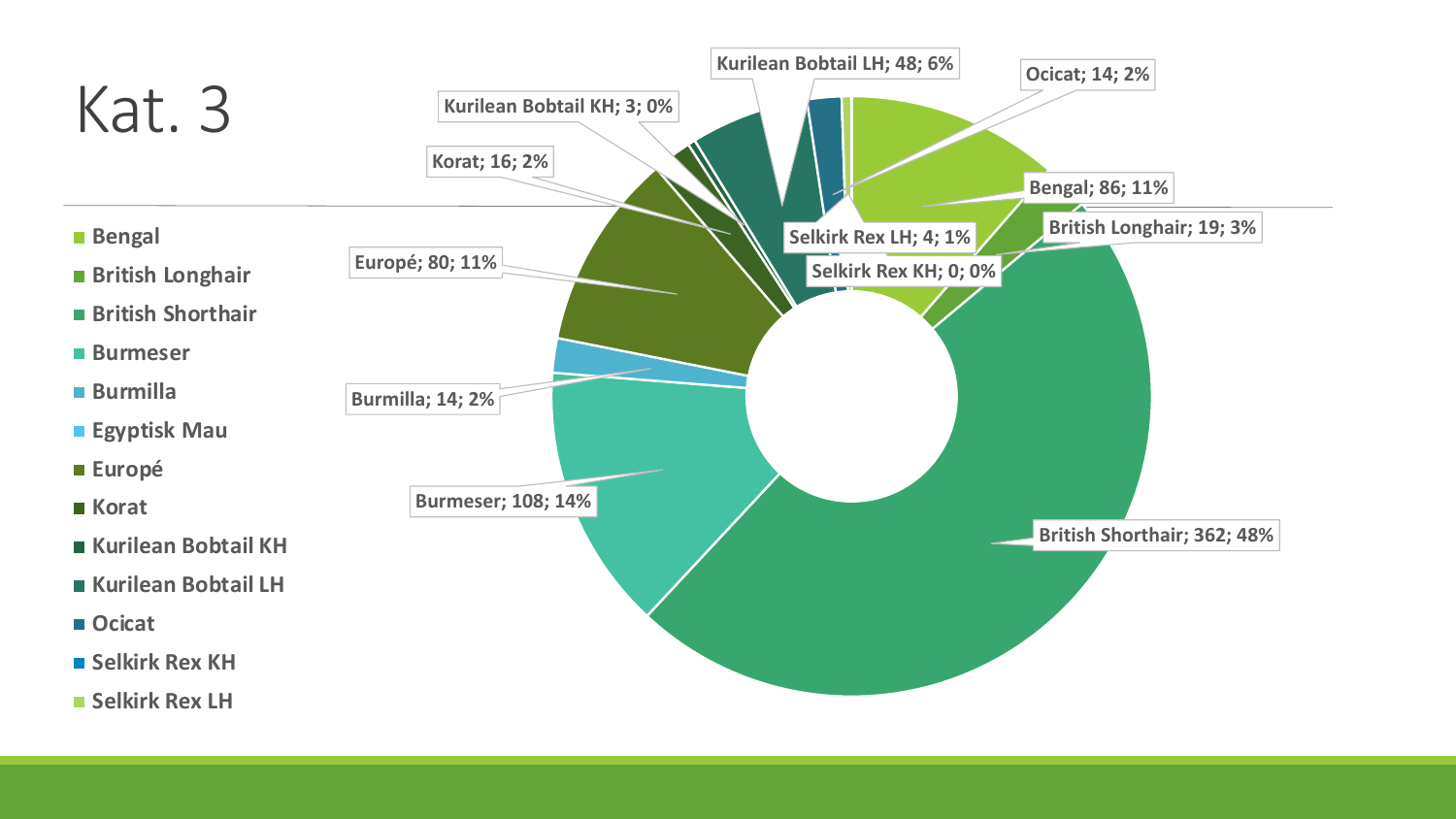# Kat. 3

- Bengal
- British Longhair
- British Shorthair
- Burmeser
- Burmilla
- Egyptisk Mau
- Europé
- Korat
- Kurilean Bobtail KH
- Kurilean Bobtail LH
- Ocicat
- Selkirk Rex KH
- Selkirk Rex LH

| Race | Antal | Andel |
|---|---|---|
| Bengal | 86 | 11% |
| British Longhair | 19 | 3% |
| British Shorthair | 362 | 48% |
| Burmeser | 108 | 14% |
| Burmilla | 14 | 2% |
| Europé | 80 | 11% |
| Korat | 16 | 2% |
| Kurilean Bobtail KH | 3 | 0% |
| Kurilean Bobtail LH | 48 | 6% |
| Ocicat | 14 | 2% |
| Selkirk Rex KH | 0 | 0% |
| Selkirk Rex LH | 4 | 1% |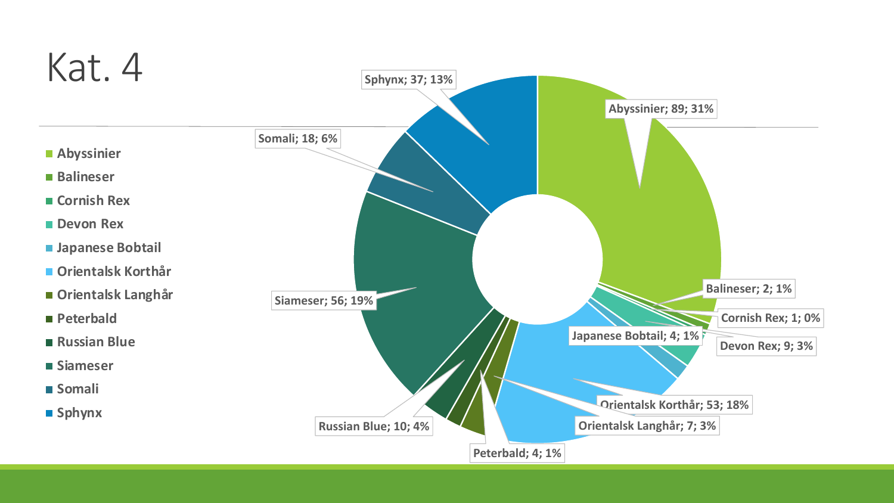# Kat. 4

- Abyssinier
- Balineser
- Cornish Rex
- Devon Rex
- Japanese Bobtail
- Orientalsk Korthår
- Orientalsk Langhår
- Peterbald
- Russian Blue
- Siameser
- Somali
- Sphynx

Sphynx; 37; 13%

Abyssinier; 89; 31%

Somali; 18; 6%

Siameser; 56; 19%

Balineser; 2; 1%

Cornish Rex; 1; 0%

Japanese Bobtail; 4; 1%

Devon Rex; 9; 3%

Orientalsk Korthår; 53; 18%

Orientalsk Langhår; 7; 3%

Russian Blue; 10; 4%

Peterbald; 4; 1%